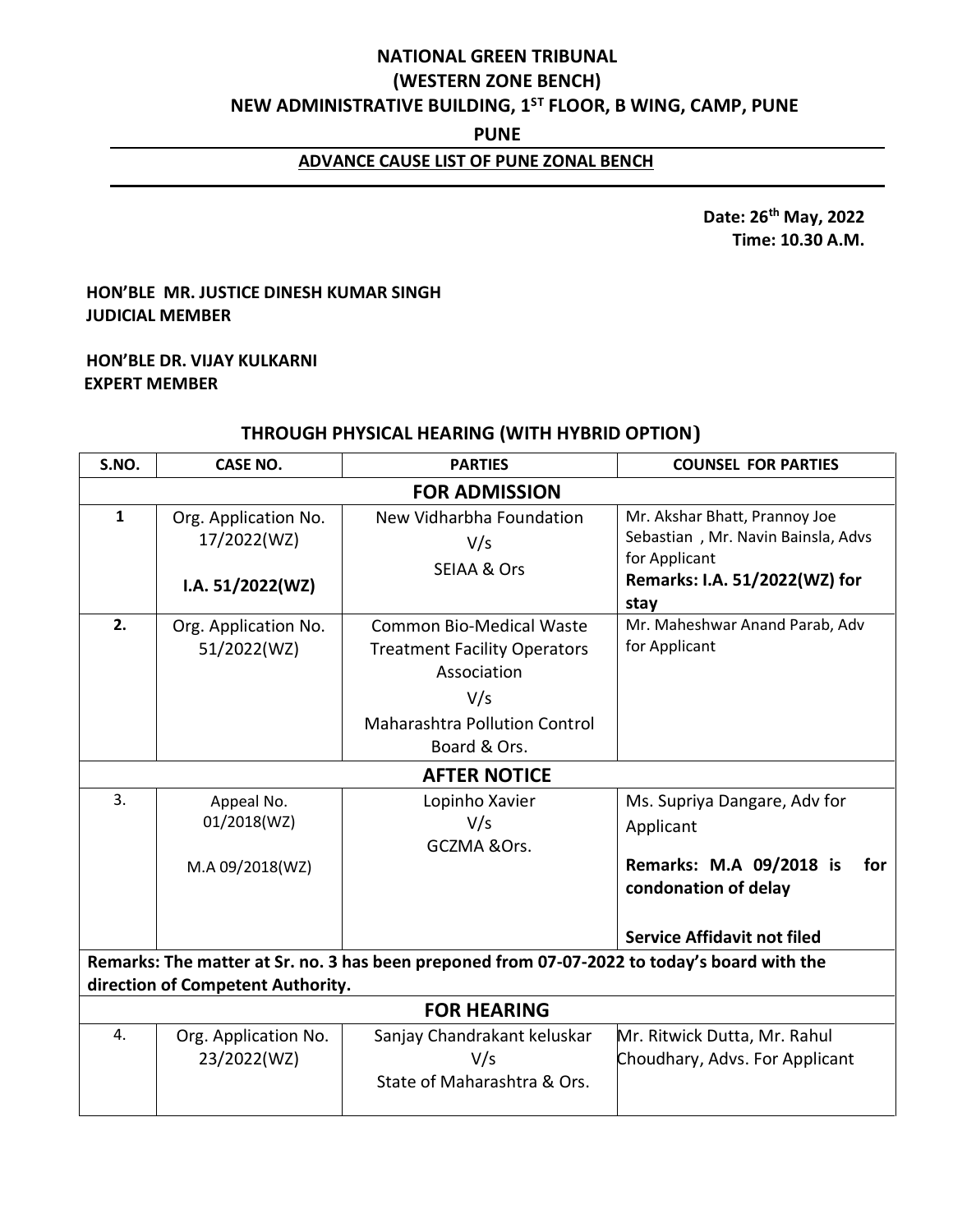# NATIONAL GREEN TRIBUNAL
## (WESTERN ZONE BENCH)
## NEW ADMINISTRATIVE BUILDING, 1ST FLOOR, B WING, CAMP, PUNE
## PUNE

**ADVANCE CAUSE LIST OF PUNE ZONAL BENCH**

**Date: 26th May, 2022**
**Time: 10.30 A.M.**

**HON'BLE MR. JUSTICE DINESH KUMAR SINGH**
**JUDICIAL MEMBER**

**HON'BLE DR. VIJAY KULKARNI**
**EXPERT MEMBER**

### THROUGH PHYSICAL HEARING (WITH HYBRID OPTION)

| S.NO. | CASE NO. | PARTIES | COUNSEL FOR PARTIES |
|---|---|---|---|
| **FOR ADMISSION** | | | |
| **1** | Org. Application No. 17/2022(WZ)<br><br>**I.A. 51/2022(WZ)** | New Vidharbha Foundation<br>V/s<br>SEIAA & Ors | Mr. Akshar Bhatt, Prannoy Joe Sebastian , Mr. Navin Bainsla, Advs for Applicant<br>**Remarks: I.A. 51/2022(WZ) for stay** |
| **2.** | Org. Application No. 51/2022(WZ) | Common Bio-Medical Waste Treatment Facility Operators Association<br>V/s<br>Maharashtra Pollution Control Board & Ors. | Mr. Maheshwar Anand Parab, Adv for Applicant |
| **AFTER NOTICE** | | | |
| 3. | Appeal No. 01/2018(WZ)<br><br>M.A 09/2018(WZ) | Lopinho Xavier<br>V/s<br>GCZMA &Ors. | Ms. Supriya Dangare, Adv for Applicant<br><br>**Remarks: M.A 09/2018 is for condonation of delay**<br><br>**Service Affidavit not filed** |
| **Remarks: The matter at Sr. no. 3 has been preponed from 07-07-2022 to today's board with the direction of Competent Authority.** | | | |
| **FOR HEARING** | | | |
| 4. | Org. Application No. 23/2022(WZ) | Sanjay Chandrakant keluskar<br>V/s<br>State of Maharashtra & Ors. | Mr. Ritwick Dutta, Mr. Rahul Choudhary, Advs. For Applicant |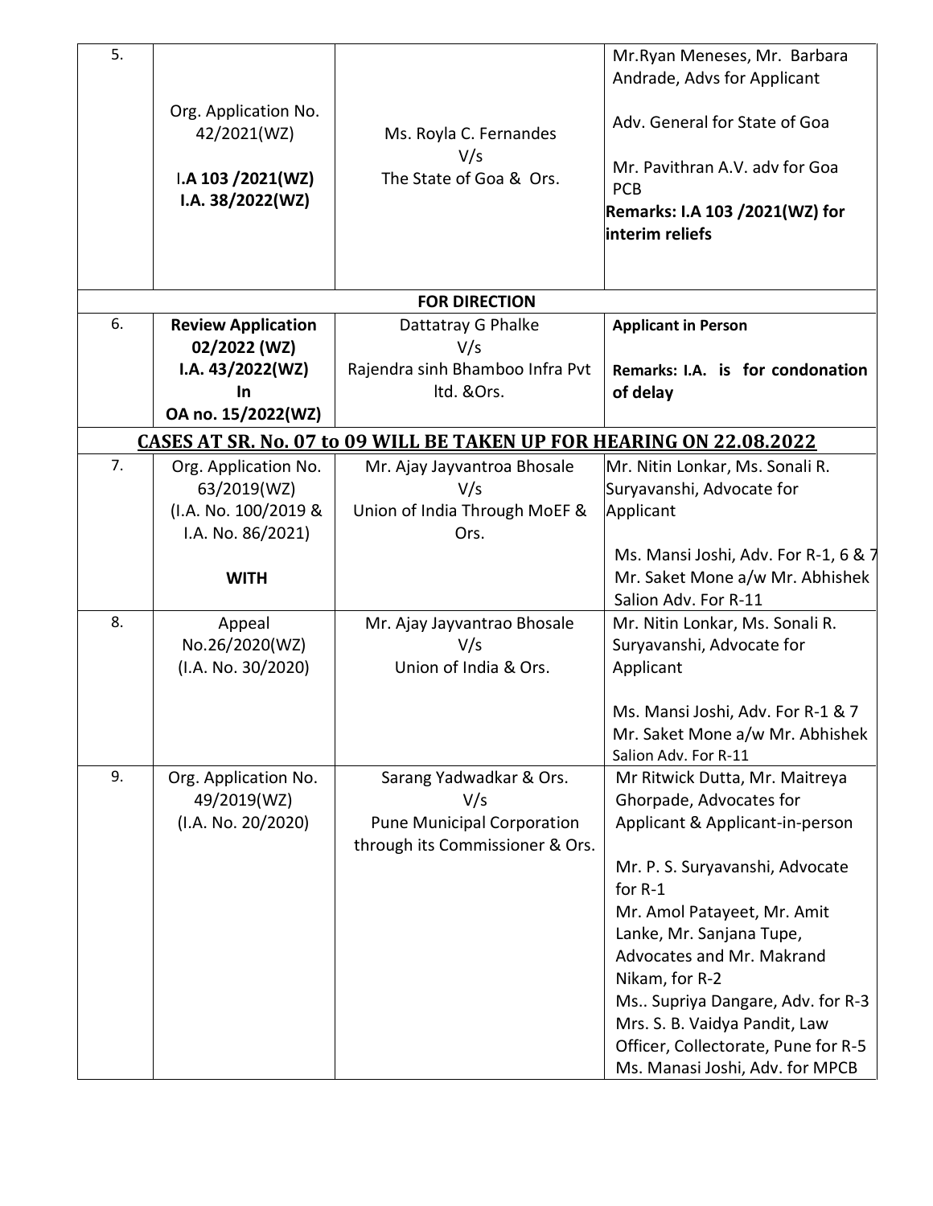| 5. | Org. Application No. 42/2021(WZ)<br><br>**I.A 103 /2021(WZ)**<br>**I.A. 38/2022(WZ)** | Ms. Royla C. Fernandes<br>V/s<br>The State of Goa & Ors. | Mr.Ryan Meneses, Mr. Barbara Andrade, Advs for Applicant<br><br>Adv. General for State of Goa<br><br>Mr. Pavithran A.V. adv for Goa PCB<br>**Remarks: I.A 103 /2021(WZ) for interim reliefs** |
|---|---|---|---|
| | | **FOR DIRECTION** | |
| 6. | **Review Application 02/2022 (WZ)**<br>**I.A. 43/2022(WZ)**<br>**In**<br>**OA no. 15/2022(WZ)** | Dattatray G Phalke<br>V/s<br>Rajendra sinh Bhamboo Infra Pvt ltd. &Ors. | **Applicant in Person**<br><br>**Remarks: I.A. is for condonation of delay** |
| | | **CASES AT SR. No. 07 to 09 WILL BE TAKEN UP FOR HEARING ON 22.08.2022** | |
| 7. | Org. Application No. 63/2019(WZ)<br>(I.A. No. 100/2019 & I.A. No. 86/2021)<br><br>**WITH** | Mr. Ajay Jayvantroa Bhosale<br>V/s<br>Union of India Through MoEF & Ors. | Mr. Nitin Lonkar, Ms. Sonali R. Suryavanshi, Advocate for Applicant<br><br>Ms. Mansi Joshi, Adv. For R-1, 6 & 7<br>Mr. Saket Mone a/w Mr. Abhishek Salion Adv. For R-11 |
| 8. | Appeal No.26/2020(WZ)<br>(I.A. No. 30/2020) | Mr. Ajay Jayvantrao Bhosale<br>V/s<br>Union of India & Ors. | Mr. Nitin Lonkar, Ms. Sonali R. Suryavanshi, Advocate for Applicant<br><br>Ms. Mansi Joshi, Adv. For R-1 & 7<br>Mr. Saket Mone a/w Mr. Abhishek Salion Adv. For R-11 |
| 9. | Org. Application No. 49/2019(WZ)<br>(I.A. No. 20/2020) | Sarang Yadwadkar & Ors.<br>V/s<br>Pune Municipal Corporation through its Commissioner & Ors. | Mr Ritwick Dutta, Mr. Maitreya Ghorpade, Advocates for Applicant & Applicant-in-person<br><br>Mr. P. S. Suryavanshi, Advocate for R-1<br>Mr. Amol Patayeet, Mr. Amit Lanke, Mr. Sanjana Tupe, Advocates and Mr. Makrand Nikam, for R-2<br>Ms.. Supriya Dangare, Adv. for R-3<br>Mrs. S. B. Vaidya Pandit, Law Officer, Collectorate, Pune for R-5<br>Ms. Manasi Joshi, Adv. for MPCB |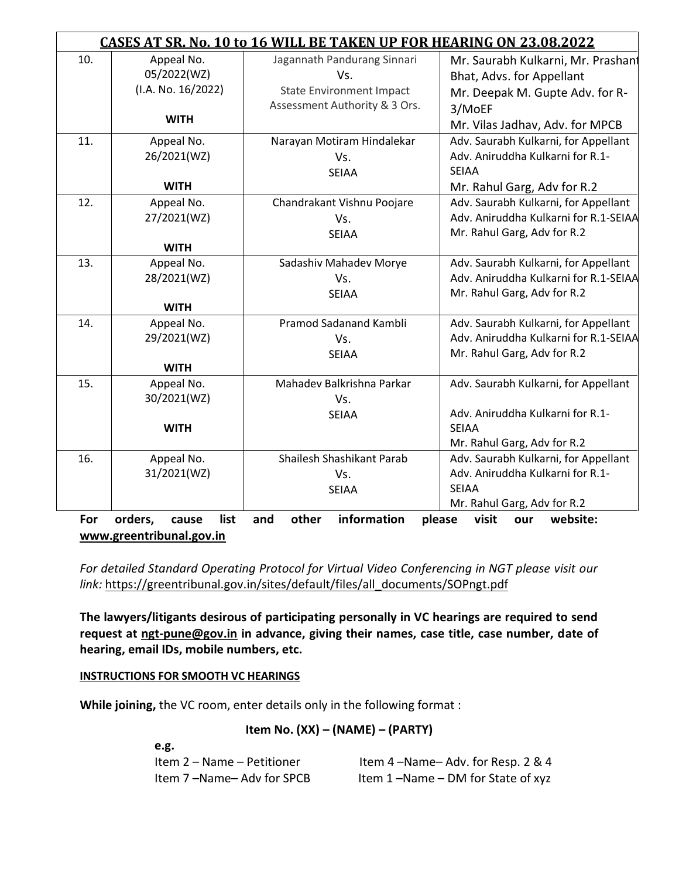| CASES AT SR. No. 10 to 16 WILL BE TAKEN UP FOR HEARING ON 23.08.2022 | | | |
|---|---|---|---|
| 10. | Appeal No. 05/2022(WZ) (I.A. No. 16/2022) **WITH** | Jagannath Pandurang Sinnari Vs. State Environment Impact Assessment Authority & 3 Ors. | Mr. Saurabh Kulkarni, Mr. Prashant Bhat, Advs. for Appellant Mr. Deepak M. Gupte Adv. for R-3/MoEF Mr. Vilas Jadhav, Adv. for MPCB |
| 11. | Appeal No. 26/2021(WZ) **WITH** | Narayan Motiram Hindalekar Vs. SEIAA | Adv. Saurabh Kulkarni, for Appellant Adv. Aniruddha Kulkarni for R.1-SEIAA Mr. Rahul Garg, Adv for R.2 |
| 12. | Appeal No. 27/2021(WZ) **WITH** | Chandrakant Vishnu Poojare Vs. SEIAA | Adv. Saurabh Kulkarni, for Appellant Adv. Aniruddha Kulkarni for R.1-SEIAA Mr. Rahul Garg, Adv for R.2 |
| 13. | Appeal No. 28/2021(WZ) **WITH** | Sadashiv Mahadev Morye Vs. SEIAA | Adv. Saurabh Kulkarni, for Appellant Adv. Aniruddha Kulkarni for R.1-SEIAA Mr. Rahul Garg, Adv for R.2 |
| 14. | Appeal No. 29/2021(WZ) **WITH** | Pramod Sadanand Kambli Vs. SEIAA | Adv. Saurabh Kulkarni, for Appellant Adv. Aniruddha Kulkarni for R.1-SEIAA Mr. Rahul Garg, Adv for R.2 |
| 15. | Appeal No. 30/2021(WZ) **WITH** | Mahadev Balkrishna Parkar Vs. SEIAA | Adv. Saurabh Kulkarni, for Appellant Adv. Aniruddha Kulkarni for R.1-SEIAA Mr. Rahul Garg, Adv for R.2 |
| 16. | Appeal No. 31/2021(WZ) | Shailesh Shashikant Parab Vs. SEIAA | Adv. Saurabh Kulkarni, for Appellant Adv. Aniruddha Kulkarni for R.1-SEIAA Mr. Rahul Garg, Adv for R.2 |

**For orders, cause list and other information please visit our website: www.greentribunal.gov.in**

*For detailed Standard Operating Protocol for Virtual Video Conferencing in NGT please visit our link:* https://greentribunal.gov.in/sites/default/files/all_documents/SOPngt.pdf

**The lawyers/litigants desirous of participating personally in VC hearings are required to send request at ngt-pune@gov.in in advance, giving their names, case title, case number, date of hearing, email IDs, mobile numbers, etc.**

**INSTRUCTIONS FOR SMOOTH VC HEARINGS**

**While joining,** the VC room, enter details only in the following format :

**Item No. (XX) – (NAME) – (PARTY)**

**e.g.**

Item 2 – Name – Petitioner

Item 4 –Name– Adv. for Resp. 2 & 4

Item 7 –Name– Adv for SPCB

Item 1 –Name – DM for State of xyz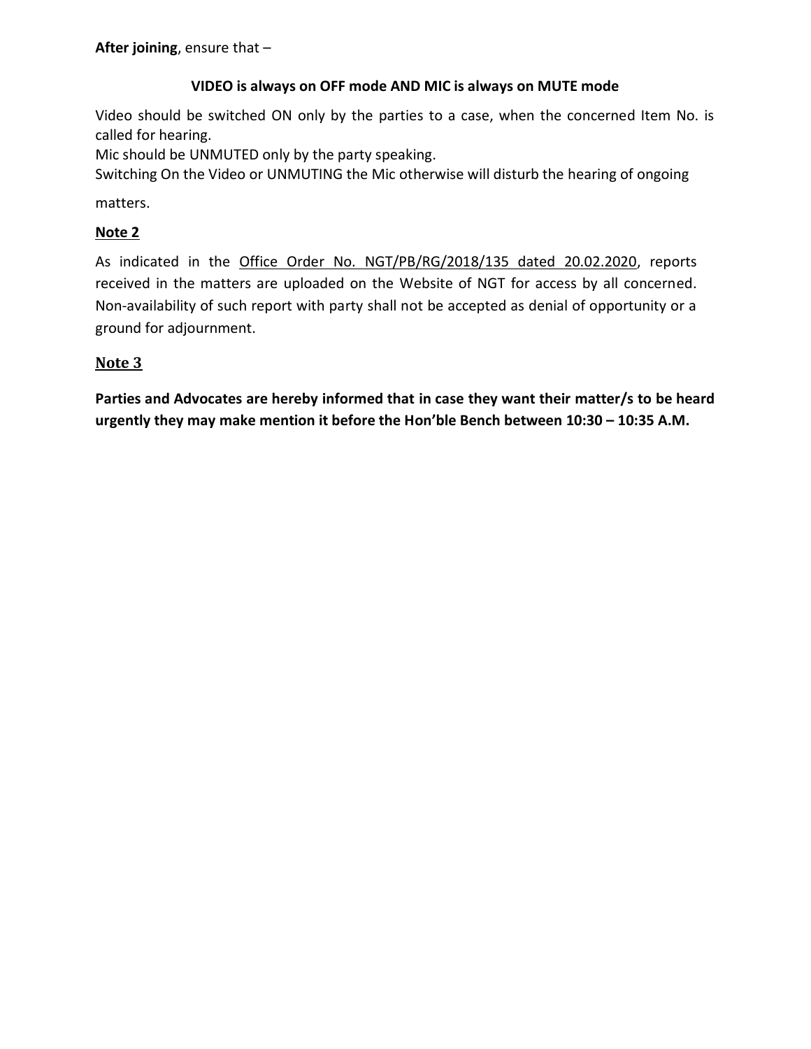**After joining**, ensure that –

**VIDEO is always on OFF mode AND MIC is always on MUTE mode**

Video should be switched ON only by the parties to a case, when the concerned Item No. is called for hearing.

Mic should be UNMUTED only by the party speaking.

Switching On the Video or UNMUTING the Mic otherwise will disturb the hearing of ongoing matters.

**Note 2**

As indicated in the Office Order No. NGT/PB/RG/2018/135 dated 20.02.2020, reports received in the matters are uploaded on the Website of NGT for access by all concerned. Non-availability of such report with party shall not be accepted as denial of opportunity or a ground for adjournment.

**Note 3**

**Parties and Advocates are hereby informed that in case they want their matter/s to be heard urgently they may make mention it before the Hon'ble Bench between 10:30 – 10:35 A.M.**